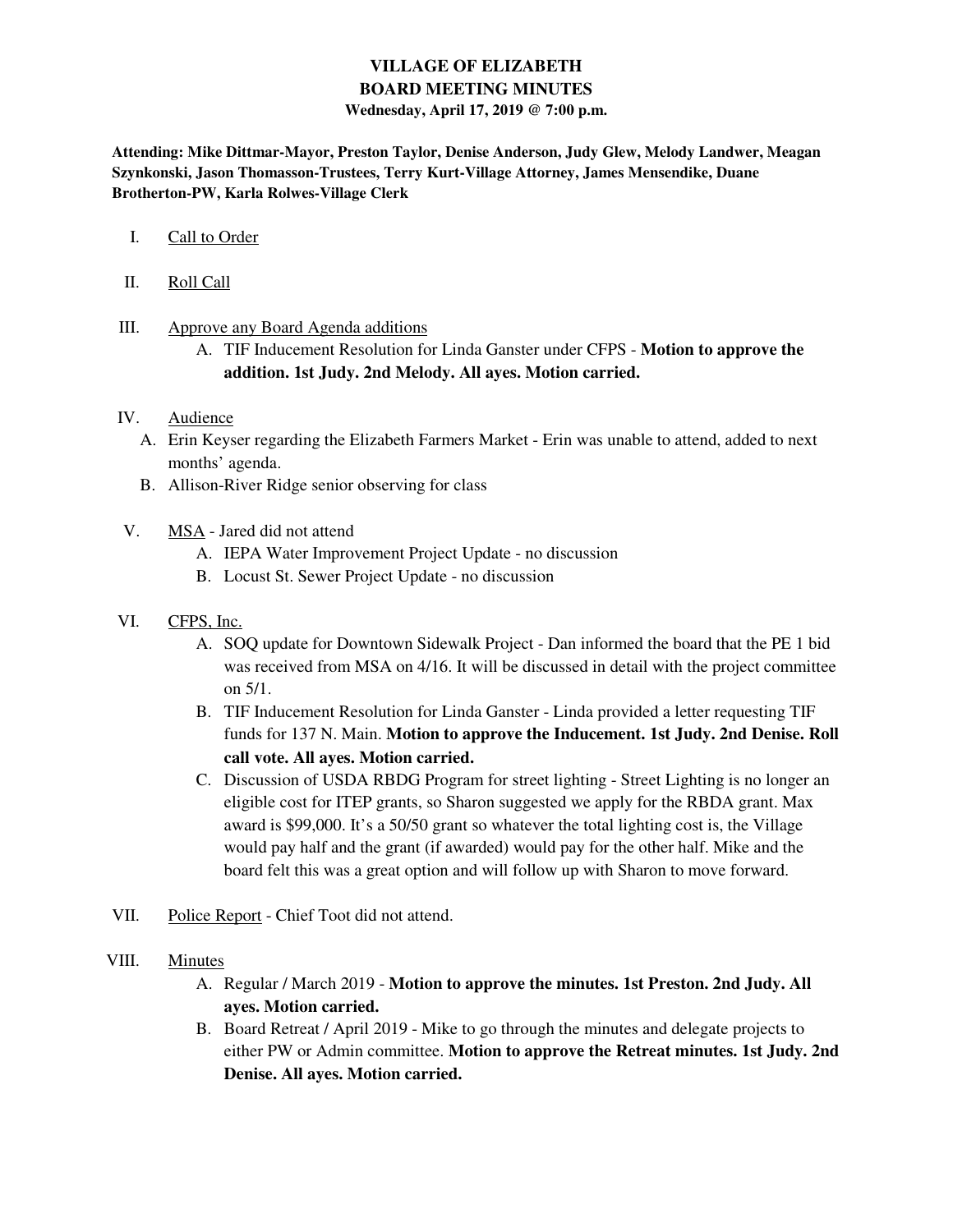# VILLAGE OF ELIZABETH
# BOARD MEETING MINUTES
**Wednesday, April 17, 2019 @ 7:00 p.m.**

**Attending: Mike Dittmar-Mayor, Preston Taylor, Denise Anderson, Judy Glew, Melody Landwer, Meagan Szynkonski, Jason Thomasson-Trustees, Terry Kurt-Village Attorney, James Mensendike, Duane Brotherton-PW, Karla Rolwes-Village Clerk**

I. Call to Order

II. Roll Call

III. Approve any Board Agenda additions
   A. TIF Inducement Resolution for Linda Ganster under CFPS - **Motion to approve the addition. 1st Judy. 2nd Melody. All ayes. Motion carried.**

IV. Audience
   A. Erin Keyser regarding the Elizabeth Farmers Market - Erin was unable to attend, added to next months' agenda.
   B. Allison-River Ridge senior observing for class

V. MSA - Jared did not attend
   A. IEPA Water Improvement Project Update - no discussion
   B. Locust St. Sewer Project Update - no discussion

VI. CFPS, Inc.
   A. SOQ update for Downtown Sidewalk Project - Dan informed the board that the PE 1 bid was received from MSA on 4/16. It will be discussed in detail with the project committee on 5/1.
   B. TIF Inducement Resolution for Linda Ganster - Linda provided a letter requesting TIF funds for 137 N. Main. **Motion to approve the Inducement. 1st Judy. 2nd Denise. Roll call vote. All ayes. Motion carried.**
   C. Discussion of USDA RBDG Program for street lighting - Street Lighting is no longer an eligible cost for ITEP grants, so Sharon suggested we apply for the RBDA grant. Max award is $99,000. It's a 50/50 grant so whatever the total lighting cost is, the Village would pay half and the grant (if awarded) would pay for the other half. Mike and the board felt this was a great option and will follow up with Sharon to move forward.

VII. Police Report - Chief Toot did not attend.

VIII. Minutes
   A. Regular / March 2019 - **Motion to approve the minutes. 1st Preston. 2nd Judy. All ayes. Motion carried.**
   B. Board Retreat / April 2019 - Mike to go through the minutes and delegate projects to either PW or Admin committee. **Motion to approve the Retreat minutes. 1st Judy. 2nd Denise. All ayes. Motion carried.**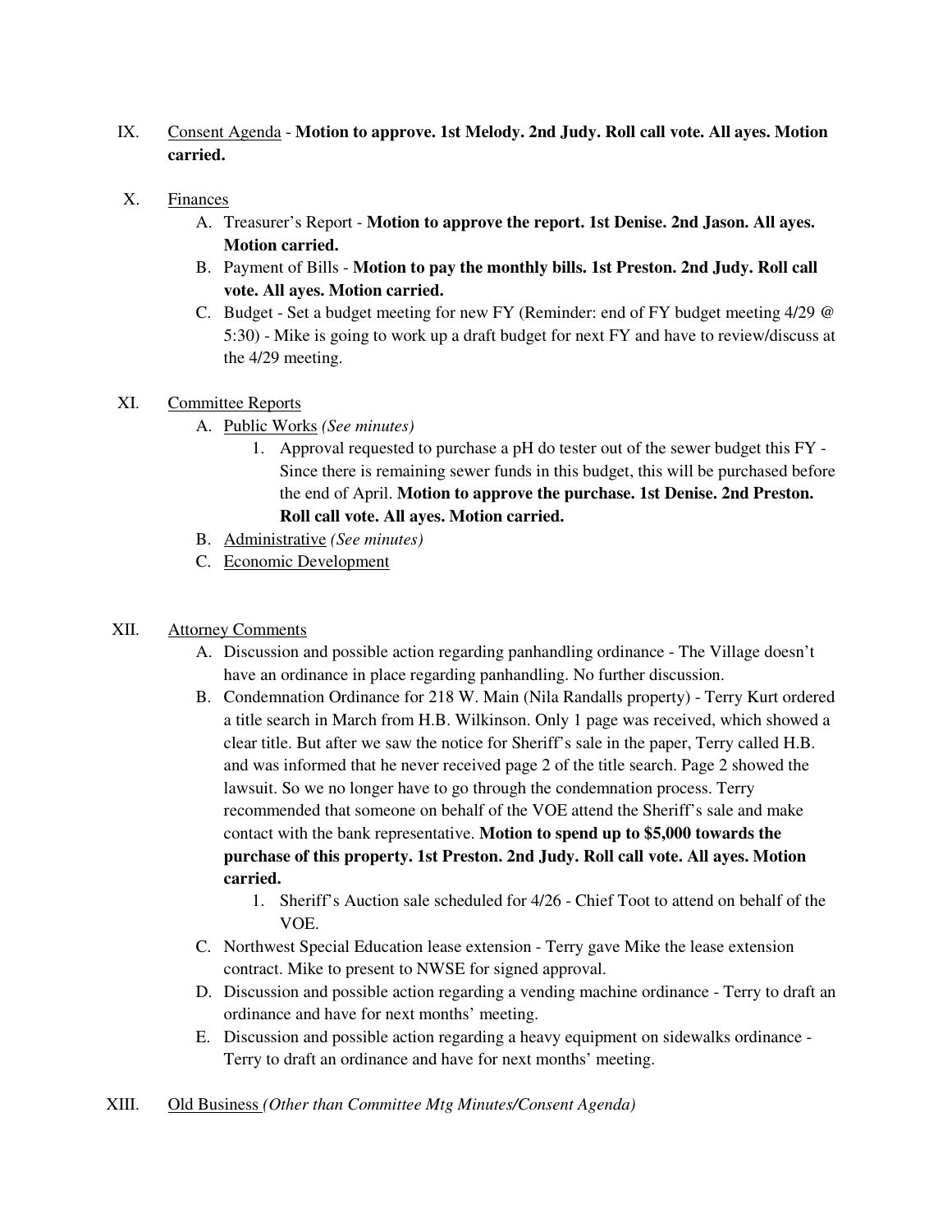IX. <u>Consent Agenda</u> - **Motion to approve. 1st Melody. 2nd Judy. Roll call vote. All ayes. Motion carried.**

X. <u>Finances</u>

   A. Treasurer's Report - **Motion to approve the report. 1st Denise. 2nd Jason. All ayes. Motion carried.**

   B. Payment of Bills - **Motion to pay the monthly bills. 1st Preston. 2nd Judy. Roll call vote. All ayes. Motion carried.**

   C. Budget - Set a budget meeting for new FY (Reminder: end of FY budget meeting 4/29 @ 5:30) - Mike is going to work up a draft budget for next FY and have to review/discuss at the 4/29 meeting.

XI. <u>Committee Reports</u>

   A. <u>Public Works</u> *(See minutes)*

      1. Approval requested to purchase a pH do tester out of the sewer budget this FY - Since there is remaining sewer funds in this budget, this will be purchased before the end of April. **Motion to approve the purchase. 1st Denise. 2nd Preston. Roll call vote. All ayes. Motion carried.**

   B. <u>Administrative</u> *(See minutes)*

   C. <u>Economic Development</u>

XII. <u>Attorney Comments</u>

   A. Discussion and possible action regarding panhandling ordinance - The Village doesn't have an ordinance in place regarding panhandling. No further discussion.

   B. Condemnation Ordinance for 218 W. Main (Nila Randalls property) - Terry Kurt ordered a title search in March from H.B. Wilkinson. Only 1 page was received, which showed a clear title. But after we saw the notice for Sheriff's sale in the paper, Terry called H.B. and was informed that he never received page 2 of the title search. Page 2 showed the lawsuit. So we no longer have to go through the condemnation process. Terry recommended that someone on behalf of the VOE attend the Sheriff's sale and make contact with the bank representative. **Motion to spend up to $5,000 towards the purchase of this property. 1st Preston. 2nd Judy. Roll call vote. All ayes. Motion carried.**

      1. Sheriff's Auction sale scheduled for 4/26 - Chief Toot to attend on behalf of the VOE.

   C. Northwest Special Education lease extension - Terry gave Mike the lease extension contract. Mike to present to NWSE for signed approval.

   D. Discussion and possible action regarding a vending machine ordinance - Terry to draft an ordinance and have for next months' meeting.

   E. Discussion and possible action regarding a heavy equipment on sidewalks ordinance - Terry to draft an ordinance and have for next months' meeting.

XIII. <u>Old Business</u> *(Other than Committee Mtg Minutes/Consent Agenda)*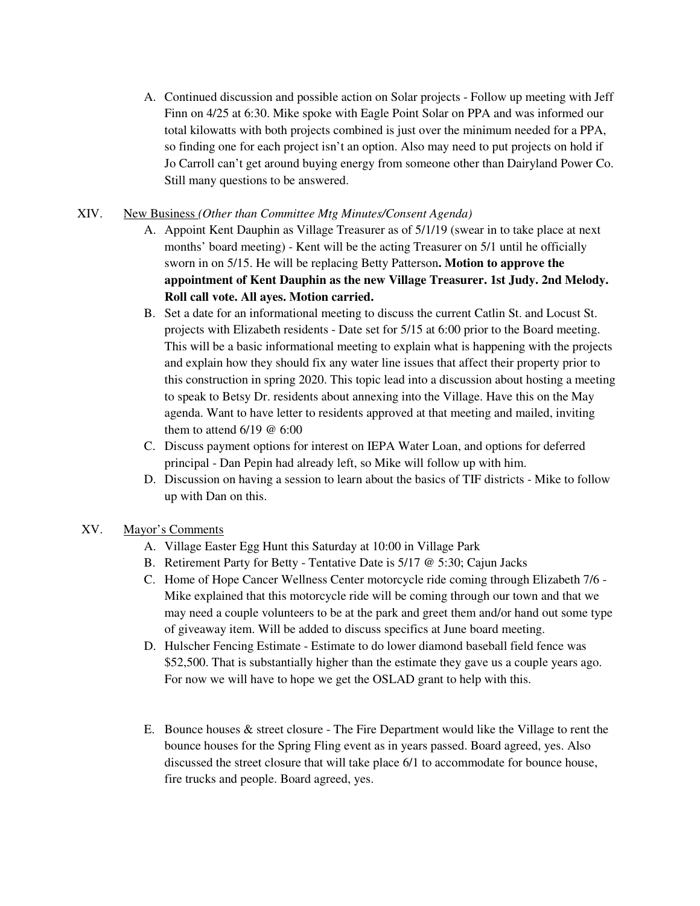A. Continued discussion and possible action on Solar projects - Follow up meeting with Jeff Finn on 4/25 at 6:30. Mike spoke with Eagle Point Solar on PPA and was informed our total kilowatts with both projects combined is just over the minimum needed for a PPA, so finding one for each project isn't an option. Also may need to put projects on hold if Jo Carroll can't get around buying energy from someone other than Dairyland Power Co. Still many questions to be answered.

XIV. <u>New Business</u> *(Other than Committee Mtg Minutes/Consent Agenda)*

A. Appoint Kent Dauphin as Village Treasurer as of 5/1/19 (swear in to take place at next months' board meeting) - Kent will be the acting Treasurer on 5/1 until he officially sworn in on 5/15. He will be replacing Betty Patterson**. Motion to approve the appointment of Kent Dauphin as the new Village Treasurer. 1st Judy. 2nd Melody. Roll call vote. All ayes. Motion carried.**

B. Set a date for an informational meeting to discuss the current Catlin St. and Locust St. projects with Elizabeth residents - Date set for 5/15 at 6:00 prior to the Board meeting. This will be a basic informational meeting to explain what is happening with the projects and explain how they should fix any water line issues that affect their property prior to this construction in spring 2020. This topic lead into a discussion about hosting a meeting to speak to Betsy Dr. residents about annexing into the Village. Have this on the May agenda. Want to have letter to residents approved at that meeting and mailed, inviting them to attend 6/19 @ 6:00

C. Discuss payment options for interest on IEPA Water Loan, and options for deferred principal - Dan Pepin had already left, so Mike will follow up with him.

D. Discussion on having a session to learn about the basics of TIF districts - Mike to follow up with Dan on this.

XV. <u>Mayor's Comments</u>

A. Village Easter Egg Hunt this Saturday at 10:00 in Village Park

B. Retirement Party for Betty - Tentative Date is 5/17 @ 5:30; Cajun Jacks

C. Home of Hope Cancer Wellness Center motorcycle ride coming through Elizabeth 7/6 - Mike explained that this motorcycle ride will be coming through our town and that we may need a couple volunteers to be at the park and greet them and/or hand out some type of giveaway item. Will be added to discuss specifics at June board meeting.

D. Hulscher Fencing Estimate - Estimate to do lower diamond baseball field fence was $52,500. That is substantially higher than the estimate they gave us a couple years ago. For now we will have to hope we get the OSLAD grant to help with this.

E. Bounce houses & street closure - The Fire Department would like the Village to rent the bounce houses for the Spring Fling event as in years passed. Board agreed, yes. Also discussed the street closure that will take place 6/1 to accommodate for bounce house, fire trucks and people. Board agreed, yes.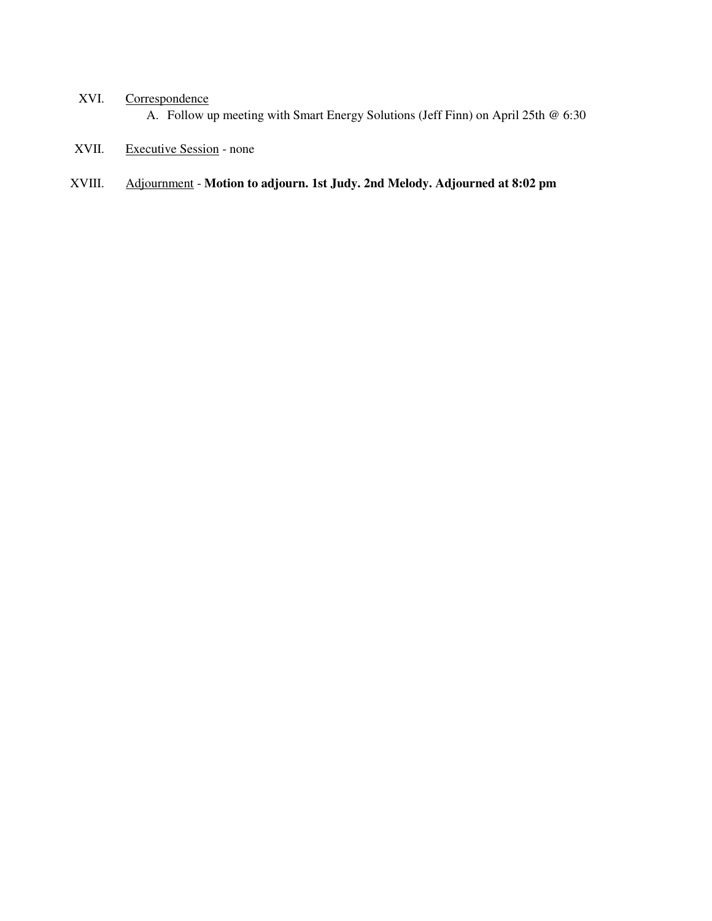XVI. <u>Correspondence</u>

   A. Follow up meeting with Smart Energy Solutions (Jeff Finn) on April 25th @ 6:30

XVII. <u>Executive Session</u> - none

XVIII. <u>Adjournment</u> - **Motion to adjourn. 1st Judy. 2nd Melody. Adjourned at 8:02 pm**